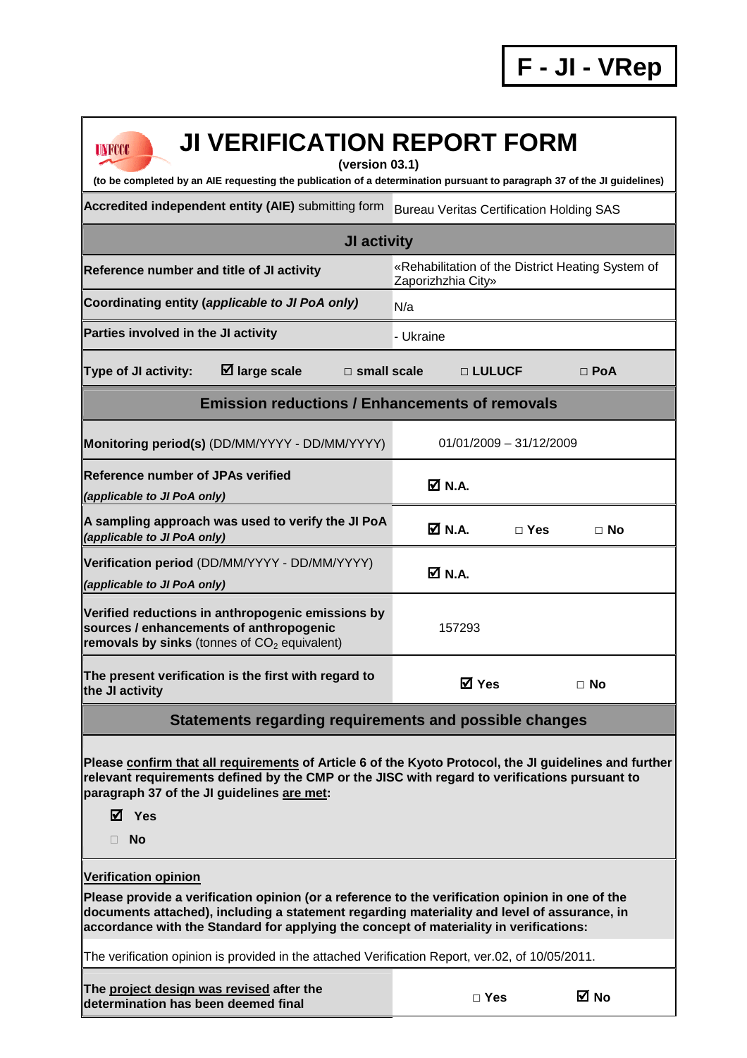**F - JI - VRep**

# JI VERIFICATION REPORT FORM

**(version 03.1)**

**(to be completed by an AIE requesting the publication of a determination pursuant to paragraph 37 of the JI guidelines)**

| **Accredited independent entity (AIE)** submitting form | Bureau Veritas Certification Holding SAS | | |
|---|---|---|---|
| **JI activity** | | | |
| **Reference number and title of JI activity** | «Rehabilitation of the District Heating System of Zaporizhzhia City» | | |
| **Coordinating entity (*applicable to JI PoA only*)** | N/a | | |
| **Parties involved in the JI activity** | - Ukraine | | |
| **Type of JI activity:** ☑ **large scale** | □ **small scale** | □ **LULUCF** | □ **PoA** |
| **Emission reductions / Enhancements of removals** | | | |
| **Monitoring period(s)** (DD/MM/YYYY - DD/MM/YYYY) | 01/01/2009 – 31/12/2009 | | |
| **Reference number of JPAs verified** *(applicable to JI PoA only)* | ☑ **N.A.** | | |
| **A sampling approach was used to verify the JI PoA** *(applicable to JI PoA only)* | ☑ **N.A.** | □ **Yes** | □ **No** |
| **Verification period** (DD/MM/YYYY - DD/MM/YYYY) *(applicable to JI PoA only)* | ☑ **N.A.** | | |
| **Verified reductions in anthropogenic emissions by sources / enhancements of anthropogenic removals by sinks** (tonnes of $CO_2$ equivalent) | 157293 | | |
| **The present verification is the first with regard to the JI activity** | ☑ **Yes** | □ **No** | |

## Statements regarding requirements and possible changes

**Please confirm that all requirements of Article 6 of the Kyoto Protocol, the JI guidelines and further relevant requirements defined by the CMP or the JISC with regard to verifications pursuant to paragraph 37 of the JI guidelines are met:**

☑ **Yes**

□ **No**

**Verification opinion**

**Please provide a verification opinion (or a reference to the verification opinion in one of the documents attached), including a statement regarding materiality and level of assurance, in accordance with the Standard for applying the concept of materiality in verifications:**

The verification opinion is provided in the attached Verification Report, ver.02, of 10/05/2011.

| **The project design was revised after the determination has been deemed final** | □ **Yes** | ☑ **No** |
|---|---|---|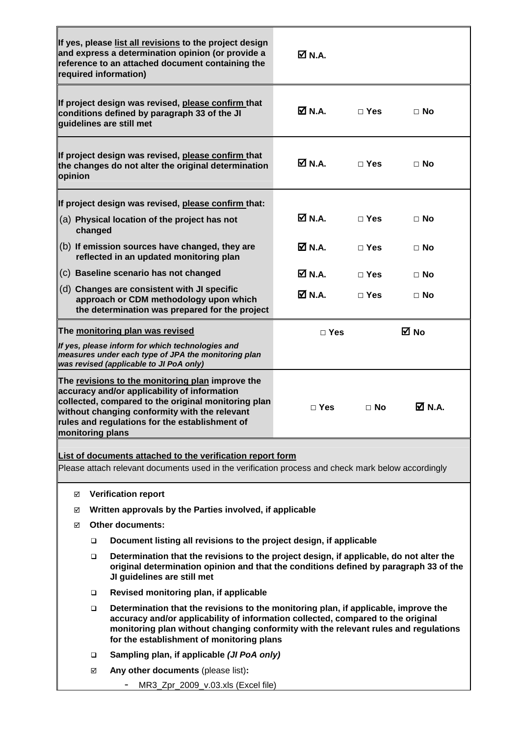| | | | |
|---|---|---|---|
| **If yes, please list all revisions to the project design and express a determination opinion (or provide a reference to an attached document containing the required information)** | ☑ **N.A.** | | |
| **If project design was revised, please confirm that conditions defined by paragraph 33 of the JI guidelines are still met** | ☑ **N.A.** | □ **Yes** | □ **No** |
| **If project design was revised, please confirm that the changes do not alter the original determination opinion** | ☑ **N.A.** | □ **Yes** | □ **No** |
| **If project design was revised, please confirm that:** | | | |
| (a) **Physical location of the project has not changed** | ☑ **N.A.** | □ **Yes** | □ **No** |
| (b) **If emission sources have changed, they are reflected in an updated monitoring plan** | ☑ **N.A.** | □ **Yes** | □ **No** |
| (c) **Baseline scenario has not changed** | ☑ **N.A.** | □ **Yes** | □ **No** |
| (d) **Changes are consistent with JI specific approach or CDM methodology upon which the determination was prepared for the project** | ☑ **N.A.** | □ **Yes** | □ **No** |
| **The monitoring plan was revised** <br> ***If yes, please inform for which technologies and measures under each type of JPA the monitoring plan was revised (applicable to JI PoA only)*** | □ **Yes** | | ☑ **No** |
| **The revisions to the monitoring plan improve the accuracy and/or applicability of information collected, compared to the original monitoring plan without changing conformity with the relevant rules and regulations for the establishment of monitoring plans** | □ **Yes** | □ **No** | ☑ **N.A.** |

**List of documents attached to the verification report form**

Please attach relevant documents used in the verification process and check mark below accordingly

- ☑ **Verification report**
- ☑ **Written approvals by the Parties involved, if applicable**
- ☑ **Other documents:**
  - ❑ **Document listing all revisions to the project design, if applicable**
  - ❑ **Determination that the revisions to the project design, if applicable, do not alter the original determination opinion and that the conditions defined by paragraph 33 of the JI guidelines are still met**
  - ❑ **Revised monitoring plan, if applicable**
  - ❑ **Determination that the revisions to the monitoring plan, if applicable, improve the accuracy and/or applicability of information collected, compared to the original monitoring plan without changing conformity with the relevant rules and regulations for the establishment of monitoring plans**
  - ❑ **Sampling plan, if applicable *(JI PoA only)***
  - ☑ **Any other documents** (please list)**:**
    - MR3_Zpr_2009_v.03.xls (Excel file)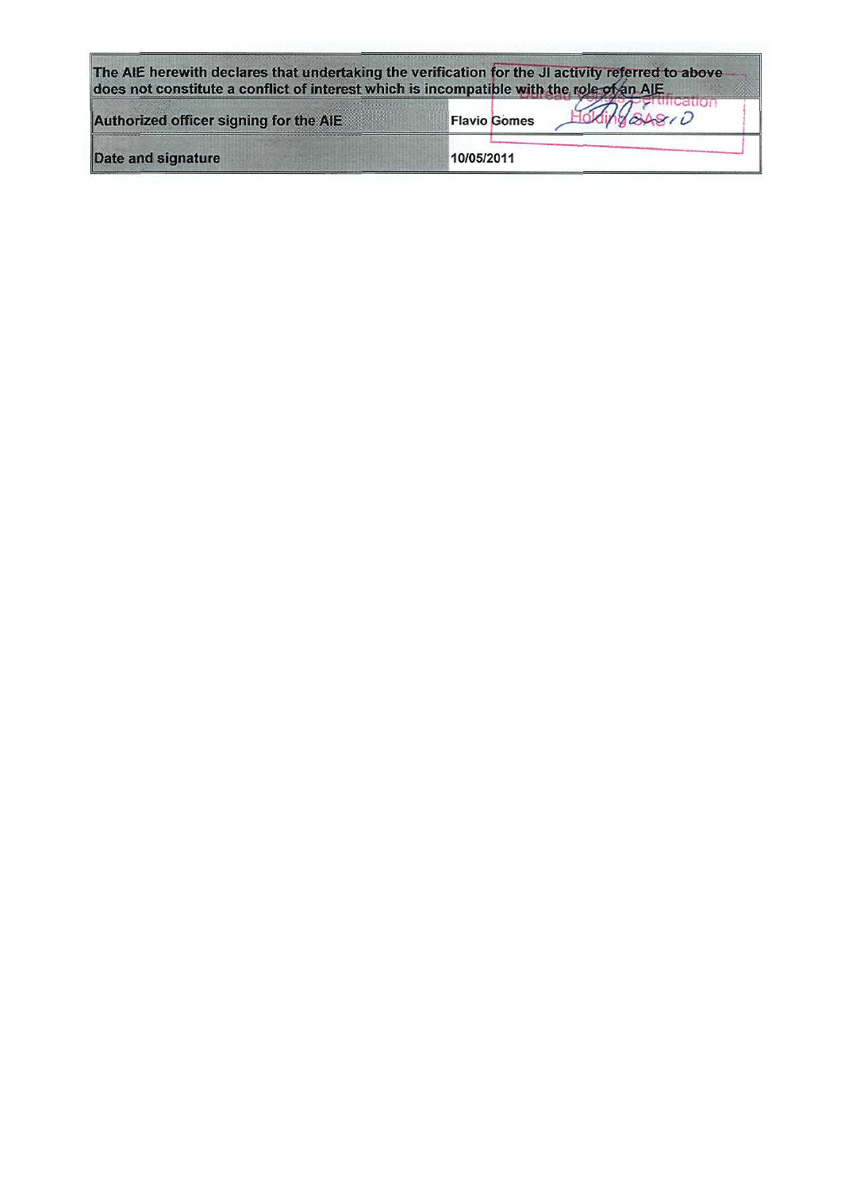| The AIE herewith declares that undertaking the verification for the JI activity referred to above does not constitute a conflict of interest which is incompatible with the role of an AIE | |
|---|---|
| Authorized officer signing for the AIE | Flavio Gomes |
| Date and signature | 10/05/2011 |